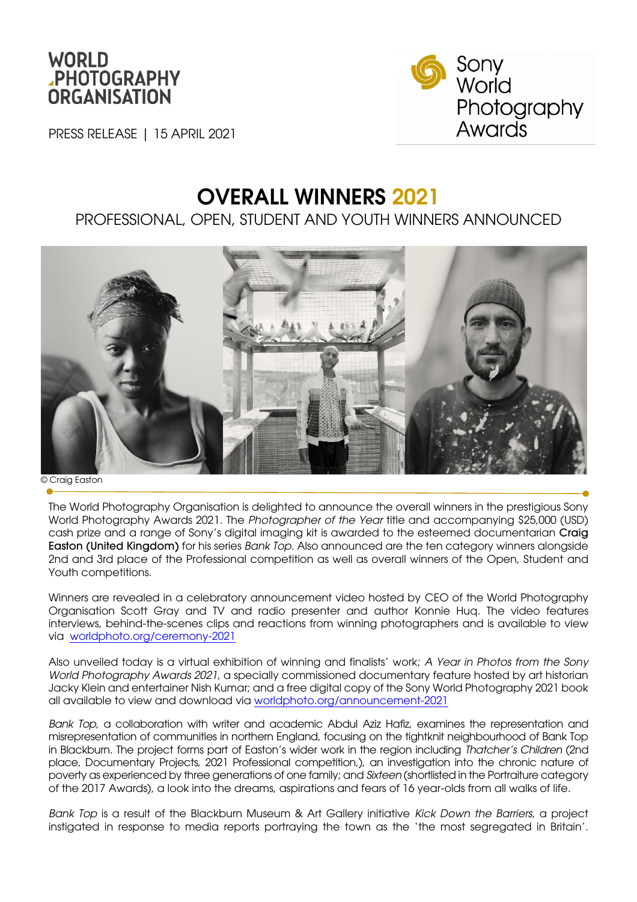WORLD PHOTOGRAPHY ORGANISATION

Sony World Photography Awards

PRESS RELEASE | 15 APRIL 2021

# OVERALL WINNERS 2021

## PROFESSIONAL, OPEN, STUDENT AND YOUTH WINNERS ANNOUNCED

© Craig Easton

The World Photography Organisation is delighted to announce the overall winners in the prestigious Sony World Photography Awards 2021. The *Photographer of the Year* title and accompanying $25,000 (USD) cash prize and a range of Sony's digital imaging kit is awarded to the esteemed documentarian **Craig Easton (United Kingdom)** for his series *Bank Top*. Also announced are the ten category winners alongside 2nd and 3rd place of the Professional competition as well as overall winners of the Open, Student and Youth competitions.

Winners are revealed in a celebratory announcement video hosted by CEO of the World Photography Organisation Scott Gray and TV and radio presenter and author Konnie Huq. The video features interviews, behind-the-scenes clips and reactions from winning photographers and is available to view via worldphoto.org/ceremony-2021

Also unveiled today is a virtual exhibition of winning and finalists' work; *A Year in Photos from the Sony World Photography Awards 2021*, a specially commissioned documentary feature hosted by art historian Jacky Klein and entertainer Nish Kumar; and a free digital copy of the Sony World Photography 2021 book all available to view and download via worldphoto.org/announcement-2021

*Bank Top,* a collaboration with writer and academic Abdul Aziz Hafiz, examines the representation and misrepresentation of communities in northern England, focusing on the tightknit neighbourhood of Bank Top in Blackburn. The project forms part of Easton's wider work in the region including *Thatcher's Children* (2nd place, Documentary Projects, 2021 Professional competition,), an investigation into the chronic nature of poverty as experienced by three generations of one family; and *Sixteen* (shortlisted in the Portraiture category of the 2017 Awards), a look into the dreams, aspirations and fears of 16 year-olds from all walks of life.

*Bank Top* is a result of the Blackburn Museum & Art Gallery initiative *Kick Down the Barriers,* a project instigated in response to media reports portraying the town as the 'the most segregated in Britain'.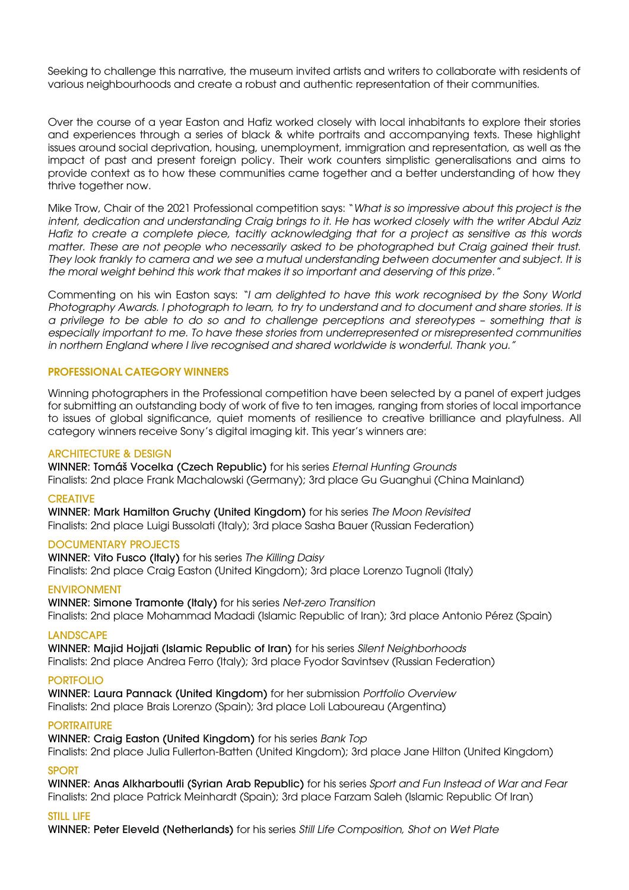Seeking to challenge this narrative, the museum invited artists and writers to collaborate with residents of various neighbourhoods and create a robust and authentic representation of their communities.

Over the course of a year Easton and Hafiz worked closely with local inhabitants to explore their stories and experiences through a series of black & white portraits and accompanying texts. These highlight issues around social deprivation, housing, unemployment, immigration and representation, as well as the impact of past and present foreign policy. Their work counters simplistic generalisations and aims to provide context as to how these communities came together and a better understanding of how they thrive together now.

Mike Trow, Chair of the 2021 Professional competition says: "*What is so impressive about this project is the intent, dedication and understanding Craig brings to it. He has worked closely with the writer Abdul Aziz Hafiz to create a complete piece, tacitly acknowledging that for a project as sensitive as this words matter. These are not people who necessarily asked to be photographed but Craig gained their trust. They look frankly to camera and we see a mutual understanding between documenter and subject. It is the moral weight behind this work that makes it so important and deserving of this prize."*

Commenting on his win Easton says: *"I am delighted to have this work recognised by the Sony World Photography Awards. I photograph to learn, to try to understand and to document and share stories. It is a privilege to be able to do so and to challenge perceptions and stereotypes – something that is especially important to me. To have these stories from underrepresented or misrepresented communities in northern England where I live recognised and shared worldwide is wonderful. Thank you."*

## PROFESSIONAL CATEGORY WINNERS

Winning photographers in the Professional competition have been selected by a panel of expert judges for submitting an outstanding body of work of five to ten images, ranging from stories of local importance to issues of global significance, quiet moments of resilience to creative brilliance and playfulness. All category winners receive Sony's digital imaging kit. This year's winners are:

### ARCHITECTURE & DESIGN

**WINNER: Tomáš Vocelka (Czech Republic)** for his series *Eternal Hunting Grounds*
Finalists: 2nd place Frank Machalowski (Germany); 3rd place Gu Guanghui (China Mainland)

### CREATIVE

**WINNER: Mark Hamilton Gruchy (United Kingdom)** for his series *The Moon Revisited*
Finalists: 2nd place Luigi Bussolati (Italy); 3rd place Sasha Bauer (Russian Federation)

### DOCUMENTARY PROJECTS

**WINNER: Vito Fusco (Italy)** for his series *The Killing Daisy*
Finalists: 2nd place Craig Easton (United Kingdom); 3rd place Lorenzo Tugnoli (Italy)

### ENVIRONMENT

**WINNER: Simone Tramonte (Italy)** for his series *Net-zero Transition*
Finalists: 2nd place Mohammad Madadi (Islamic Republic of Iran); 3rd place Antonio Pérez (Spain)

### LANDSCAPE

**WINNER: Majid Hojjati (Islamic Republic of Iran)** for his series *Silent Neighborhoods*
Finalists: 2nd place Andrea Ferro (Italy); 3rd place Fyodor Savintsev (Russian Federation)

### PORTFOLIO

**WINNER: Laura Pannack (United Kingdom)** for her submission *Portfolio Overview*
Finalists: 2nd place Brais Lorenzo (Spain); 3rd place Loli Laboureau (Argentina)

### PORTRAITURE

**WINNER: Craig Easton (United Kingdom)** for his series *Bank Top*
Finalists: 2nd place Julia Fullerton-Batten (United Kingdom); 3rd place Jane Hilton (United Kingdom)

### SPORT

**WINNER: Anas Alkharboutli (Syrian Arab Republic)** for his series *Sport and Fun Instead of War and Fear*
Finalists: 2nd place Patrick Meinhardt (Spain); 3rd place Farzam Saleh (Islamic Republic Of Iran)

### STILL LIFE

**WINNER: Peter Eleveld (Netherlands)** for his series *Still Life Composition, Shot on Wet Plate*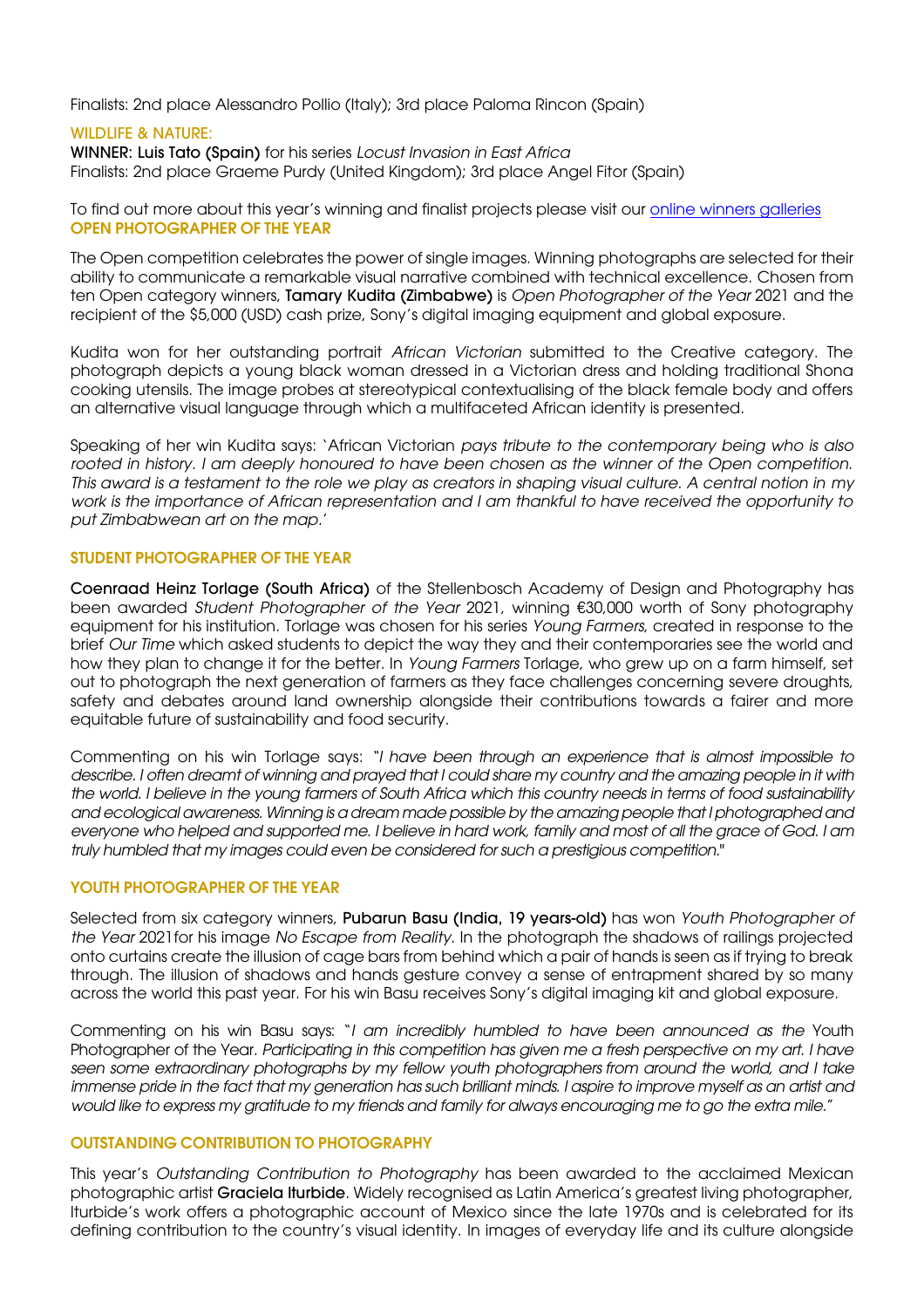Finalists: 2nd place Alessandro Pollio (Italy); 3rd place Paloma Rincon (Spain)

WILDLIFE & NATURE:

**WINNER: Luis Tato (Spain)** for his series *Locust Invasion in East Africa*
Finalists: 2nd place Graeme Purdy (United Kingdom); 3rd place Angel Fitor (Spain)

To find out more about this year's winning and finalist projects please visit our [online winners galleries](online winners galleries)

## OPEN PHOTOGRAPHER OF THE YEAR

The Open competition celebrates the power of single images. Winning photographs are selected for their ability to communicate a remarkable visual narrative combined with technical excellence. Chosen from ten Open category winners, **Tamary Kudita (Zimbabwe)** is *Open Photographer of the Year* 2021 and the recipient of the $5,000 (USD) cash prize, Sony's digital imaging equipment and global exposure.

Kudita won for her outstanding portrait *African Victorian* submitted to the Creative category. The photograph depicts a young black woman dressed in a Victorian dress and holding traditional Shona cooking utensils. The image probes at stereotypical contextualising of the black female body and offers an alternative visual language through which a multifaceted African identity is presented.

Speaking of her win Kudita says: 'African Victorian *pays tribute to the contemporary being who is also rooted in history. I am deeply honoured to have been chosen as the winner of the Open competition. This award is a testament to the role we play as creators in shaping visual culture. A central notion in my work is the importance of African representation and I am thankful to have received the opportunity to put Zimbabwean art on the map.'*

## STUDENT PHOTOGRAPHER OF THE YEAR

**Coenraad Heinz Torlage (South Africa)** of the Stellenbosch Academy of Design and Photography has been awarded *Student Photographer of the Year* 2021, winning €30,000 worth of Sony photography equipment for his institution. Torlage was chosen for his series *Young Farmers,* created in response to the brief *Our Time* which asked students to depict the way they and their contemporaries see the world and how they plan to change it for the better. In *Young Farmers* Torlage, who grew up on a farm himself, set out to photograph the next generation of farmers as they face challenges concerning severe droughts, safety and debates around land ownership alongside their contributions towards a fairer and more equitable future of sustainability and food security.

Commenting on his win Torlage says: "*I have been through an experience that is almost impossible to describe. I often dreamt of winning and prayed that I could share my country and the amazing people in it with the world. I believe in the young farmers of South Africa which this country needs in terms of food sustainability and ecological awareness. Winning is a dream made possible by the amazing people that I photographed and everyone who helped and supported me. I believe in hard work, family and most of all the grace of God. I am truly humbled that my images could even be considered for such a prestigious competition.*"

## YOUTH PHOTOGRAPHER OF THE YEAR

Selected from six category winners, **Pubarun Basu (India, 19 years-old)** has won *Youth Photographer of the Year* 2021for his image *No Escape from Reality*. In the photograph the shadows of railings projected onto curtains create the illusion of cage bars from behind which a pair of hands is seen as if trying to break through. The illusion of shadows and hands gesture convey a sense of entrapment shared by so many across the world this past year. For his win Basu receives Sony's digital imaging kit and global exposure.

Commenting on his win Basu says: "*I am incredibly humbled to have been announced as the* Youth Photographer of the Year. *Participating in this competition has given me a fresh perspective on my art. I have seen some extraordinary photographs by my fellow youth photographers from around the world, and I take immense pride in the fact that my generation has such brilliant minds. I aspire to improve myself as an artist and would like to express my gratitude to my friends and family for always encouraging me to go the extra mile.*"

## OUTSTANDING CONTRIBUTION TO PHOTOGRAPHY

This year's *Outstanding Contribution to Photography* has been awarded to the acclaimed Mexican photographic artist **Graciela Iturbide**. Widely recognised as Latin America's greatest living photographer, Iturbide's work offers a photographic account of Mexico since the late 1970s and is celebrated for its defining contribution to the country's visual identity. In images of everyday life and its culture alongside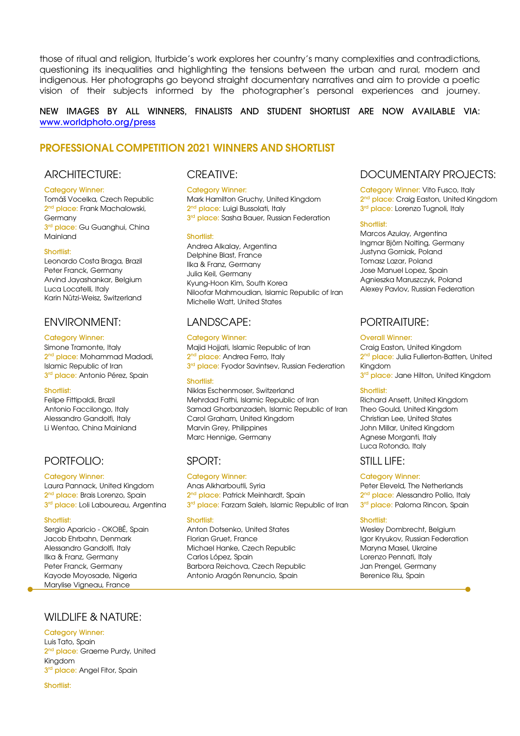those of ritual and religion, Iturbide's work explores her country's many complexities and contradictions, questioning its inequalities and highlighting the tensions between the urban and rural, modern and indigenous. Her photographs go beyond straight documentary narratives and aim to provide a poetic vision of their subjects informed by the photographer's personal experiences and journey.

NEW IMAGES BY ALL WINNERS, FINALISTS AND STUDENT SHORTLIST ARE NOW AVAILABLE VIA: www.worldphoto.org/press

## PROFESSIONAL COMPETITION 2021 WINNERS AND SHORTLIST

### ARCHITECTURE:

Category Winner:
Tomáš Vocelka, Czech Republic
2nd place: Frank Machalowski, Germany
3rd place: Gu Guanghui, China Mainland

Shortlist:
Leonardo Costa Braga, Brazil
Peter Franck, Germany
Arvind Jayashankar, Belgium
Luca Locatelli, Italy
Karin Nützi-Weisz, Switzerland

### CREATIVE:

Category Winner:
Mark Hamilton Gruchy, United Kingdom
2nd place: Luigi Bussolati, Italy
3rd place: Sasha Bauer, Russian Federation

Shortlist:
Andrea Alkalay, Argentina
Delphine Blast, France
Ilka & Franz, Germany
Julia Keil, Germany
Kyung-Hoon Kim, South Korea
Niloofar Mahmoudian, Islamic Republic of Iran
Michelle Watt, United States

### DOCUMENTARY PROJECTS:

Category Winner: Vito Fusco, Italy
2nd place: Craig Easton, United Kingdom
3rd place: Lorenzo Tugnoli, Italy

Shortlist:
Marcos Azulay, Argentina
Ingmar Björn Nolting, Germany
Justyna Gorniak, Poland
Tomasz Lazar, Poland
Jose Manuel Lopez, Spain
Agnieszka Maruszczyk, Poland
Alexey Pavlov, Russian Federation

### ENVIRONMENT:

Category Winner:
Simone Tramonte, Italy
2nd place: Mohammad Madadi, Islamic Republic of Iran
3rd place: Antonio Pérez, Spain

Shortlist:
Felipe Fittipaldi, Brazil
Antonio Faccilongo, Italy
Alessandro Gandolfi, Italy
Li Wentao, China Mainland

### LANDSCAPE:

Category Winner:
Majid Hojjati, Islamic Republic of Iran
2nd place: Andrea Ferro, Italy
3rd place: Fyodor Savintsev, Russian Federation

Shortlist:
Niklas Eschenmoser, Switzerland
Mehrdad Fathi, Islamic Republic of Iran
Samad Ghorbanzadeh, Islamic Republic of Iran
Carol Graham, United Kingdom
Marvin Grey, Philippines
Marc Hennige, Germany

### PORTRAITURE:

Overall Winner:
Craig Easton, United Kingdom
2nd place: Julia Fullerton-Batten, United Kingdom
3rd place: Jane Hilton, United Kingdom

Shortlist:
Richard Ansett, United Kingdom
Theo Gould, United Kingdom
Christian Lee, United States
John Millar, United Kingdom
Agnese Morganti, Italy
Luca Rotondo, Italy

### PORTFOLIO:

Category Winner:
Laura Pannack, United Kingdom
2nd place: Brais Lorenzo, Spain
3rd place: Loli Laboureau, Argentina

Shortlist:
Sergio Aparicio - OKOBÉ, Spain
Jacob Ehrbahn, Denmark
Alessandro Gandolfi, Italy
Ilka & Franz, Germany
Peter Franck, Germany
Kayode Moyosade, Nigeria
Marylise Vigneau, France

### SPORT:

Category Winner:
Anas Alkharboutli, Syria
2nd place: Patrick Meinhardt, Spain
3rd place: Farzam Saleh, Islamic Republic of Iran

Shortlist:
Anton Dotsenko, United States
Florian Gruet, France
Michael Hanke, Czech Republic
Carlos López, Spain
Barbora Reichova, Czech Republic
Antonio Aragón Renuncio, Spain

### STILL LIFE:

Category Winner:
Peter Eleveld, The Netherlands
2nd place: Alessandro Pollio, Italy
3rd place: Paloma Rincon, Spain

Shortlist:
Wesley Dombrecht, Belgium
Igor Kryukov, Russian Federation
Maryna Masel, Ukraine
Lorenzo Pennati, Italy
Jan Prengel, Germany
Berenice Riu, Spain

### WILDLIFE & NATURE:

Category Winner:
Luis Tato, Spain
2nd place: Graeme Purdy, United Kingdom
3rd place: Angel Fitor, Spain

Shortlist: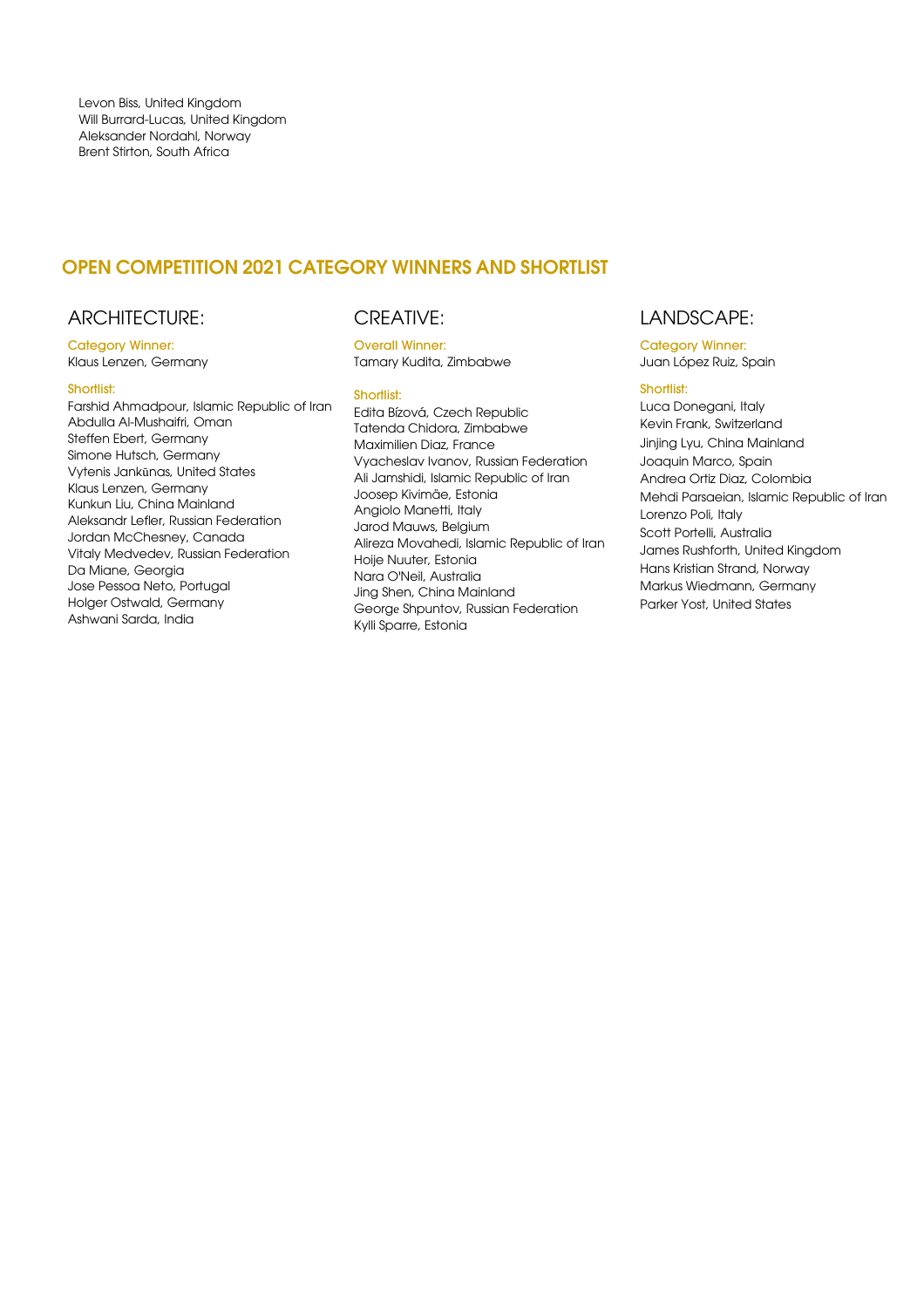Levon Biss, United Kingdom
Will Burrard-Lucas, United Kingdom
Aleksander Nordahl, Norway
Brent Stirton, South Africa

## OPEN COMPETITION 2021 CATEGORY WINNERS AND SHORTLIST

### ARCHITECTURE:

Category Winner:
Klaus Lenzen, Germany

Shortlist:
Farshid Ahmadpour, Islamic Republic of Iran
Abdulla Al-Mushaifri, Oman
Steffen Ebert, Germany
Simone Hutsch, Germany
Vytenis Jankūnas, United States
Klaus Lenzen, Germany
Kunkun Liu, China Mainland
Aleksandr Lefler, Russian Federation
Jordan McChesney, Canada
Vitaly Medvedev, Russian Federation
Da Miane, Georgia
Jose Pessoa Neto, Portugal
Holger Ostwald, Germany
Ashwani Sarda, India

### CREATIVE:

Overall Winner:
Tamary Kudita, Zimbabwe

Shortlist:
Edita Bízová, Czech Republic
Tatenda Chidora, Zimbabwe
Maximilien Diaz, France
Vyacheslav Ivanov, Russian Federation
Ali Jamshidi, Islamic Republic of Iran
Joosep Kivimäe, Estonia
Angiolo Manetti, Italy
Jarod Mauws, Belgium
Alireza Movahedi, Islamic Republic of Iran
Hoije Nuuter, Estonia
Nara O'Neil, Australia
Jing Shen, China Mainland
George Shpuntov, Russian Federation
Kylli Sparre, Estonia

### LANDSCAPE:

Category Winner:
Juan López Ruiz, Spain

Shortlist:
Luca Donegani, Italy
Kevin Frank, Switzerland
Jinjing Lyu, China Mainland
Joaquin Marco, Spain
Andrea Ortiz Diaz, Colombia
Mehdi Parsaeian, Islamic Republic of Iran
Lorenzo Poli, Italy
Scott Portelli, Australia
James Rushforth, United Kingdom
Hans Kristian Strand, Norway
Markus Wiedmann, Germany
Parker Yost, United States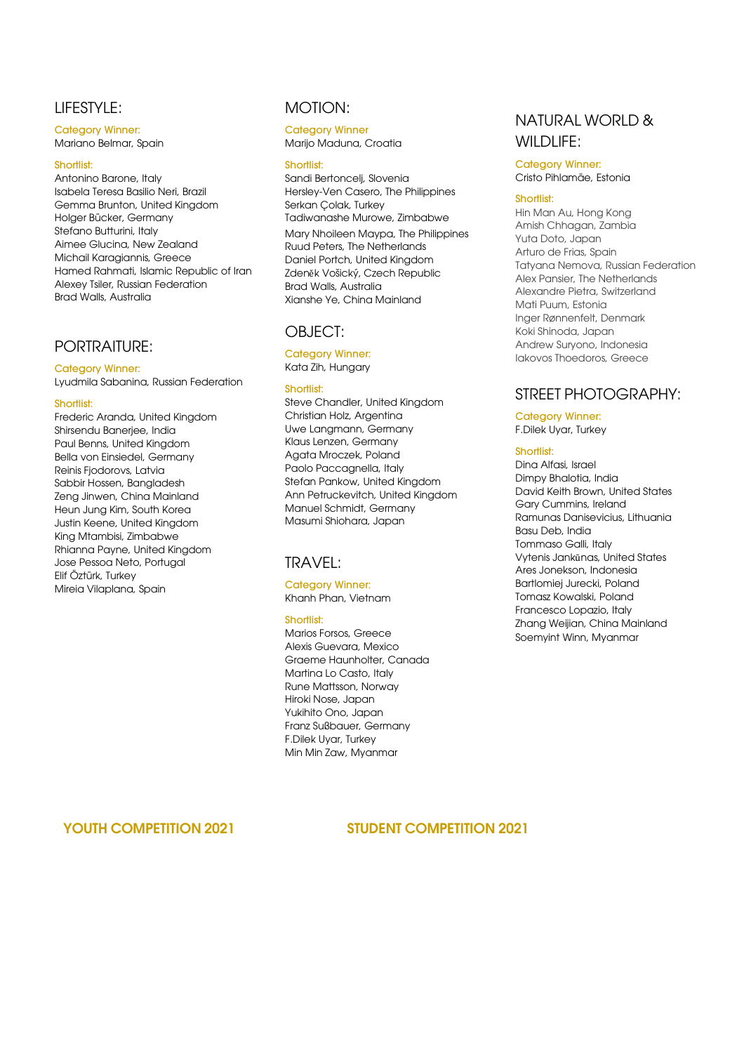## LIFESTYLE:

Category Winner:
Mariano Belmar, Spain

Shortlist:
Antonino Barone, Italy
Isabela Teresa Basilio Neri, Brazil
Gemma Brunton, United Kingdom
Holger Bücker, Germany
Stefano Butturini, Italy
Aimee Glucina, New Zealand
Michail Karagiannis, Greece
Hamed Rahmati, Islamic Republic of Iran
Alexey Tsiler, Russian Federation
Brad Walls, Australia

## PORTRAITURE:

Category Winner:
Lyudmila Sabanina, Russian Federation

Shortlist:
Frederic Aranda, United Kingdom
Shirsendu Banerjee, India
Paul Benns, United Kingdom
Bella von Einsiedel, Germany
Reinis Fjodorovs, Latvia
Sabbir Hossen, Bangladesh
Zeng Jinwen, China Mainland
Heun Jung Kim, South Korea
Justin Keene, United Kingdom
King Mtambisi, Zimbabwe
Rhianna Payne, United Kingdom
Jose Pessoa Neto, Portugal
Elif Öztürk, Turkey
Mireia Vilaplana, Spain

## MOTION:

Category Winner
Marijo Maduna, Croatia

Shortlist:
Sandi Bertoncelj, Slovenia
Hersley-Ven Casero, The Philippines
Serkan Çolak, Turkey
Tadiwanashe Murowe, Zimbabwe
Mary Nhoileen Maypa, The Philippines
Ruud Peters, The Netherlands
Daniel Portch, United Kingdom
Zdeněk Vošický, Czech Republic
Brad Walls, Australia
Xianshe Ye, China Mainland

## OBJECT:

Category Winner:
Kata Zih, Hungary

Shortlist:
Steve Chandler, United Kingdom
Christian Holz, Argentina
Uwe Langmann, Germany
Klaus Lenzen, Germany
Agata Mroczek, Poland
Paolo Paccagnella, Italy
Stefan Pankow, United Kingdom
Ann Petruckevitch, United Kingdom
Manuel Schmidt, Germany
Masumi Shiohara, Japan

## TRAVEL:

Category Winner:
Khanh Phan, Vietnam

Shortlist:
Marios Forsos, Greece
Alexis Guevara, Mexico
Graeme Haunholter, Canada
Martina Lo Casto, Italy
Rune Mattsson, Norway
Hiroki Nose, Japan
Yukihito Ono, Japan
Franz Sußbauer, Germany
F.Dilek Uyar, Turkey
Min Min Zaw, Myanmar

## NATURAL WORLD & WILDLIFE:

Category Winner:
Cristo Pihlamäe, Estonia

Shortlist:
Hin Man Au, Hong Kong
Amish Chhagan, Zambia
Yuta Doto, Japan
Arturo de Frias, Spain
Tatyana Nemova, Russian Federation
Alex Pansier, The Netherlands
Alexandre Pietra, Switzerland
Mati Puum, Estonia
Inger Rønnenfelt, Denmark
Koki Shinoda, Japan
Andrew Suryono, Indonesia
Iakovos Thoedoros, Greece

## STREET PHOTOGRAPHY:

Category Winner:
F.Dilek Uyar, Turkey

Shortlist:
Dina Alfasi, Israel
Dimpy Bhalotia, India
David Keith Brown, United States
Gary Cummins, Ireland
Ramunas Danisevicius, Lithuania
Basu Deb, India
Tommaso Galli, Italy
Vytenis Jankūnas, United States
Ares Jonekson, Indonesia
Bartlomiej Jurecki, Poland
Tomasz Kowalski, Poland
Francesco Lopazio, Italy
Zhang Weijian, China Mainland
Soemyint Winn, Myanmar

## YOUTH COMPETITION 2021

## STUDENT COMPETITION 2021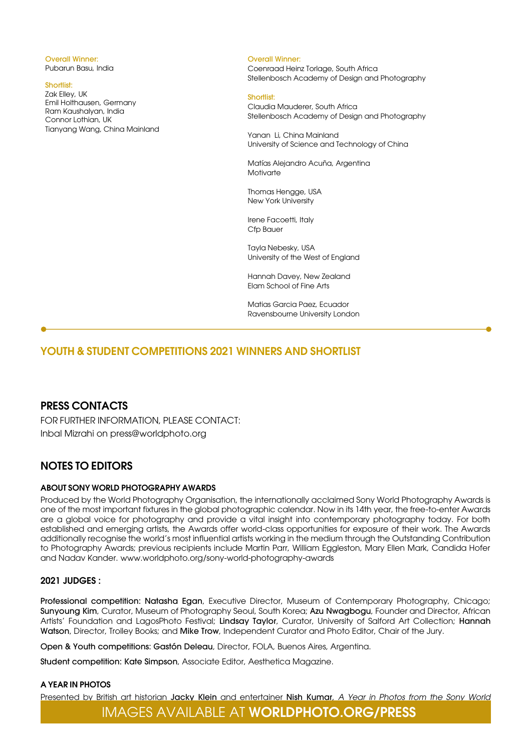**Overall Winner:**
Pubarun Basu, India

**Shortlist:**
Zak Elley, UK
Emil Holthausen, Germany
Ram Kaushalyan, India
Connor Lothian, UK
Tianyang Wang, China Mainland

**Overall Winner:**
Coenraad Heinz Torlage, South Africa
Stellenbosch Academy of Design and Photography

**Shortlist:**
Claudia Mauderer, South Africa
Stellenbosch Academy of Design and Photography

Yanan Li, China Mainland
University of Science and Technology of China

Matías Alejandro Acuña, Argentina
Motivarte

Thomas Hengge, USA
New York University

Irene Facoetti, Italy
Cfp Bauer

Tayla Nebesky, USA
University of the West of England

Hannah Davey, New Zealand
Elam School of Fine Arts

Matias Garcia Paez, Ecuador
Ravensbourne University London

## YOUTH & STUDENT COMPETITIONS 2021 WINNERS AND SHORTLIST

## PRESS CONTACTS

FOR FURTHER INFORMATION, PLEASE CONTACT:
Inbal Mizrahi on press@worldphoto.org

## NOTES TO EDITORS

### ABOUT SONY WORLD PHOTOGRAPHY AWARDS

Produced by the World Photography Organisation, the internationally acclaimed Sony World Photography Awards is one of the most important fixtures in the global photographic calendar. Now in its 14th year, the free-to-enter Awards are a global voice for photography and provide a vital insight into contemporary photography today. For both established and emerging artists, the Awards offer world-class opportunities for exposure of their work. The Awards additionally recognise the world's most influential artists working in the medium through the Outstanding Contribution to Photography Awards; previous recipients include Martin Parr, William Eggleston, Mary Ellen Mark, Candida Hofer and Nadav Kander. www.worldphoto.org/sony-world-photography-awards

### 2021 JUDGES :

**Professional competition: Natasha Egan**, Executive Director, Museum of Contemporary Photography, Chicago; **Sunyoung Kim**, Curator, Museum of Photography Seoul, South Korea; **Azu Nwagbogu**, Founder and Director, African Artists' Foundation and LagosPhoto Festival; **Lindsay Taylor**, Curator, University of Salford Art Collection; **Hannah Watson**, Director, Trolley Books; and **Mike Trow**, Independent Curator and Photo Editor, Chair of the Jury.

**Open & Youth competitions: Gastón Deleau**, Director, FOLA, Buenos Aires, Argentina.

**Student competition: Kate Simpson**, Associate Editor, Aesthetica Magazine.

### A YEAR IN PHOTOS

Presented by British art historian **Jacky Klein** and entertainer **Nish Kumar**, *A Year in Photos from the Sony World*

IMAGES AVAILABLE AT **WORLDPHOTO.ORG/PRESS**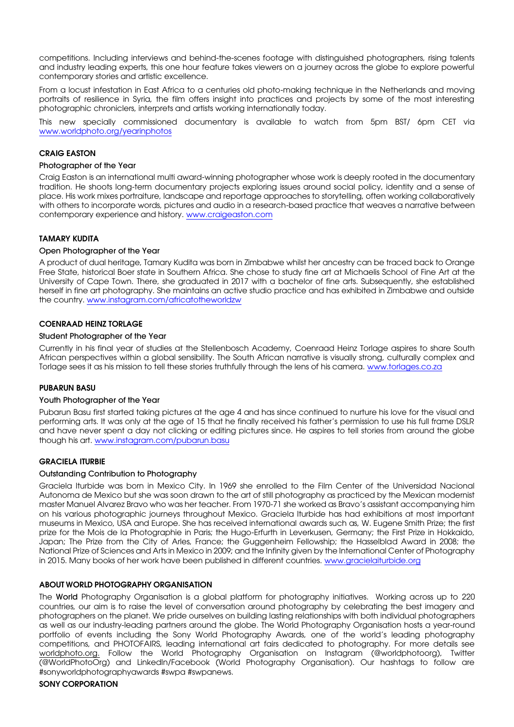competitions. Including interviews and behind-the-scenes footage with distinguished photographers, rising talents and industry leading experts, this one hour feature takes viewers on a journey across the globe to explore powerful contemporary stories and artistic excellence.

From a locust infestation in East Africa to a centuries old photo-making technique in the Netherlands and moving portraits of resilience in Syria, the film offers insight into practices and projects by some of the most interesting photographic chroniclers, interprets and artists working internationally today.

This new specially commissioned documentary is available to watch from 5pm BST/ 6pm CET via www.worldphoto.org/yearinphotos

**CRAIG EASTON**

Photographer of the Year

Craig Easton is an international multi award-winning photographer whose work is deeply rooted in the documentary tradition. He shoots long-term documentary projects exploring issues around social policy, identity and a sense of place. His work mixes portraiture, landscape and reportage approaches to storytelling, often working collaboratively with others to incorporate words, pictures and audio in a research-based practice that weaves a narrative between contemporary experience and history. www.craigeaston.com

**TAMARY KUDITA**

Open Photographer of the Year

A product of dual heritage, Tamary Kudita was born in Zimbabwe whilst her ancestry can be traced back to Orange Free State, historical Boer state in Southern Africa. She chose to study fine art at Michaelis School of Fine Art at the University of Cape Town. There, she graduated in 2017 with a bachelor of fine arts. Subsequently, she established herself in fine art photography. She maintains an active studio practice and has exhibited in Zimbabwe and outside the country. www.instagram.com/africatotheworldzw

**COENRAAD HEINZ TORLAGE**

Student Photographer of the Year

Currently in his final year of studies at the Stellenbosch Academy, Coenraad Heinz Torlage aspires to share South African perspectives within a global sensibility. The South African narrative is visually strong, culturally complex and Torlage sees it as his mission to tell these stories truthfully through the lens of his camera. www.torlages.co.za

**PUBARUN BASU**

Youth Photographer of the Year

Pubarun Basu first started taking pictures at the age 4 and has since continued to nurture his love for the visual and performing arts. It was only at the age of 15 that he finally received his father's permission to use his full frame DSLR and have never spent a day not clicking or editing pictures since. He aspires to tell stories from around the globe though his art. www.instagram.com/pubarun.basu

**GRACIELA ITURBIE**

Outstanding Contribution to Photography

Graciela Iturbide was born in Mexico City. In 1969 she enrolled to the Film Center of the Universidad Nacional Autonoma de Mexico but she was soon drawn to the art of still photography as practiced by the Mexican modernist master Manuel Alvarez Bravo who was her teacher. From 1970-71 she worked as Bravo's assistant accompanying him on his various photographic journeys throughout Mexico. Graciela Iturbide has had exhibitions at most important museums in Mexico, USA and Europe. She has received international awards such as, W. Eugene Smith Prize; the first prize for the Mois de la Photographie in Paris; the Hugo-Erfurth in Leverkusen, Germany; the First Prize in Hokkaido, Japan; The Prize from the City of Arles, France; the Guggenheim Fellowship; the Hasselblad Award in 2008; the National Prize of Sciences and Arts in Mexico in 2009; and the Infinity given by the International Center of Photography in 2015. Many books of her work have been published in different countries. www.gracielaiturbide.org

**ABOUT WORLD PHOTOGRAPHY ORGANISATION**

The World Photography Organisation is a global platform for photography initiatives. Working across up to 220 countries, our aim is to raise the level of conversation around photography by celebrating the best imagery and photographers on the planet. We pride ourselves on building lasting relationships with both individual photographers as well as our industry-leading partners around the globe. The World Photography Organisation hosts a year-round portfolio of events including the Sony World Photography Awards, one of the world's leading photography competitions, and PHOTOFAIRS, leading international art fairs dedicated to photography. For more details see worldphoto.org. Follow the World Photography Organisation on Instagram (@worldphotoorg), Twitter (@WorldPhotoOrg) and LinkedIn/Facebook (World Photography Organisation). Our hashtags to follow are #sonyworldphotographyawards #swpa #swpanews.

**SONY CORPORATION**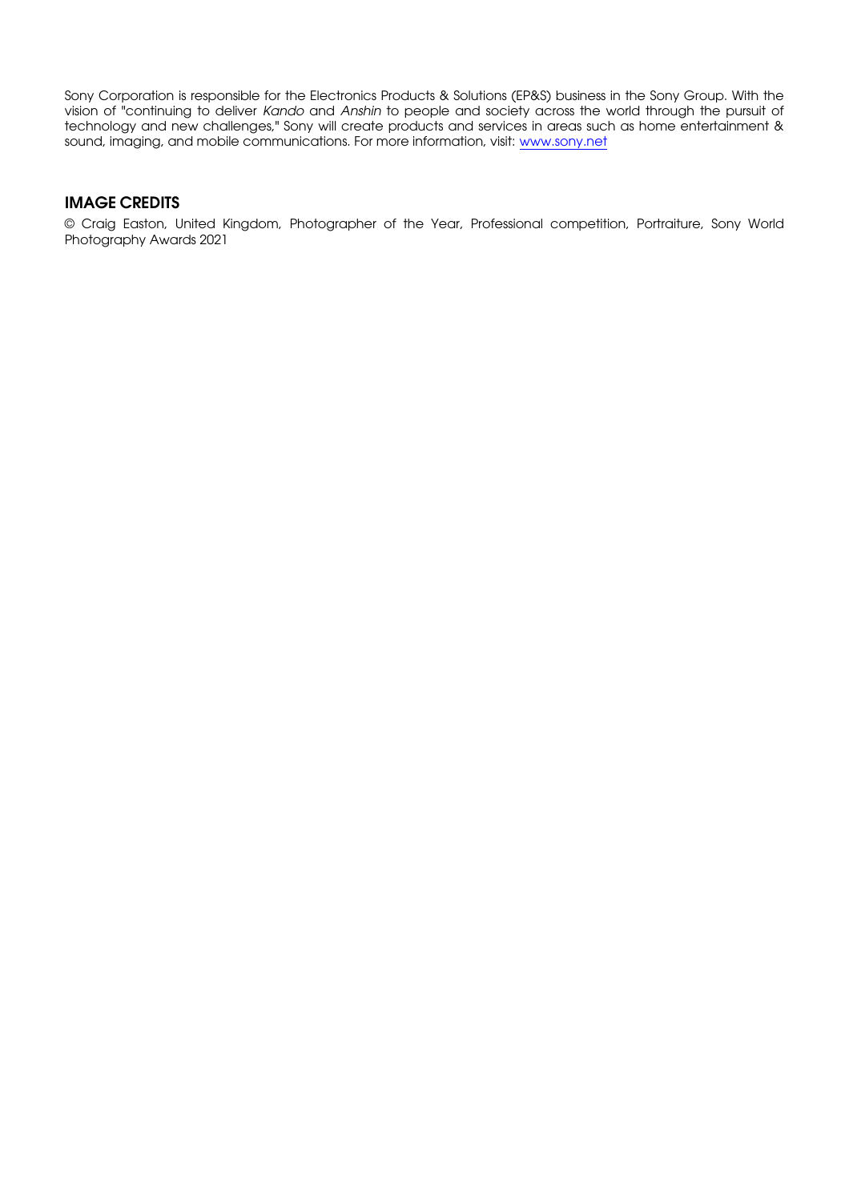Sony Corporation is responsible for the Electronics Products & Solutions (EP&S) business in the Sony Group. With the vision of "continuing to deliver *Kando* and *Anshin* to people and society across the world through the pursuit of technology and new challenges," Sony will create products and services in areas such as home entertainment & sound, imaging, and mobile communications. For more information, visit: [www.sony.net](http://www.sony.net)

## IMAGE CREDITS

© Craig Easton, United Kingdom, Photographer of the Year, Professional competition, Portraiture, Sony World Photography Awards 2021